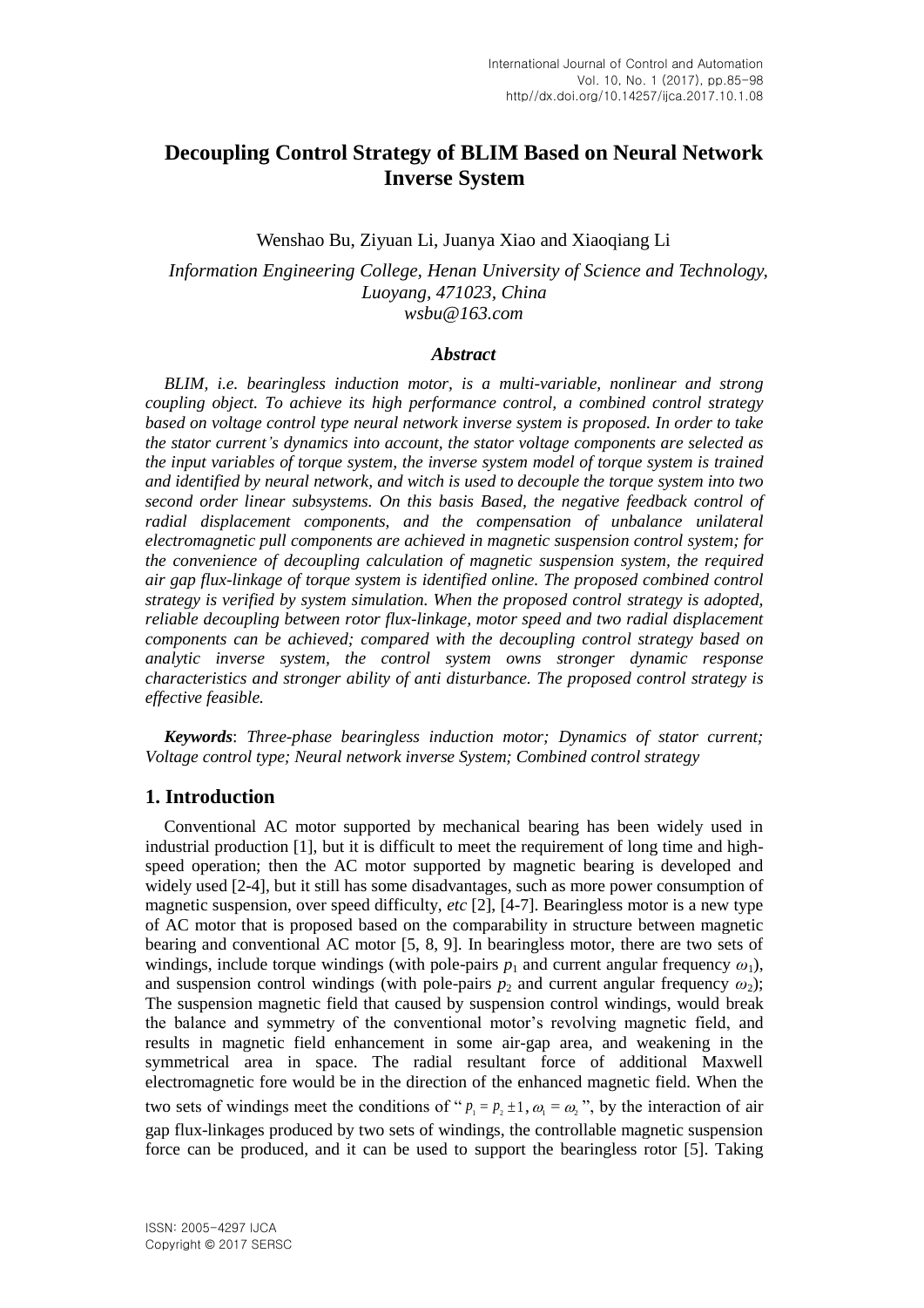# Decoupling Control Strategy of BLIM Based on Neural Network Inverse System

Wenshao Bu, Ziyuan Li, Juanya Xiao and Xiaoqiang Li

*Information Engineering College, Henan University of Science and Technology, Luoyang, 471023, China*
*wsbu@163.com*

### *Abstract*

*BLIM, i.e. bearingless induction motor, is a multi-variable, nonlinear and strong coupling object. To achieve its high performance control, a combined control strategy based on voltage control type neural network inverse system is proposed. In order to take the stator current's dynamics into account, the stator voltage components are selected as the input variables of torque system, the inverse system model of torque system is trained and identified by neural network, and witch is used to decouple the torque system into two second order linear subsystems. On this basis Based, the negative feedback control of radial displacement components, and the compensation of unbalance unilateral electromagnetic pull components are achieved in magnetic suspension control system; for the convenience of decoupling calculation of magnetic suspension system, the required air gap flux-linkage of torque system is identified online. The proposed combined control strategy is verified by system simulation. When the proposed control strategy is adopted, reliable decoupling between rotor flux-linkage, motor speed and two radial displacement components can be achieved; compared with the decoupling control strategy based on analytic inverse system, the control system owns stronger dynamic response characteristics and stronger ability of anti disturbance. The proposed control strategy is effective feasible.*

***Keywords***: *Three-phase bearingless induction motor; Dynamics of stator current; Voltage control type; Neural network inverse System; Combined control strategy*

## 1. Introduction

Conventional AC motor supported by mechanical bearing has been widely used in industrial production [1], but it is difficult to meet the requirement of long time and high-speed operation; then the AC motor supported by magnetic bearing is developed and widely used [2-4], but it still has some disadvantages, such as more power consumption of magnetic suspension, over speed difficulty, *etc* [2], [4-7]. Bearingless motor is a new type of AC motor that is proposed based on the comparability in structure between magnetic bearing and conventional AC motor [5, 8, 9]. In bearingless motor, there are two sets of windings, include torque windings (with pole-pairs $p_1$ and current angular frequency $\omega_1$), and suspension control windings (with pole-pairs $p_2$ and current angular frequency $\omega_2$); The suspension magnetic field that caused by suspension control windings, would break the balance and symmetry of the conventional motor's revolving magnetic field, and results in magnetic field enhancement in some air-gap area, and weakening in the symmetrical area in space. The radial resultant force of additional Maxwell electromagnetic fore would be in the direction of the enhanced magnetic field. When the two sets of windings meet the conditions of " $p_1 = p_2 \pm 1, \omega_1 = \omega_2$ ", by the interaction of air gap flux-linkages produced by two sets of windings, the controllable magnetic suspension force can be produced, and it can be used to support the bearingless rotor [5]. Taking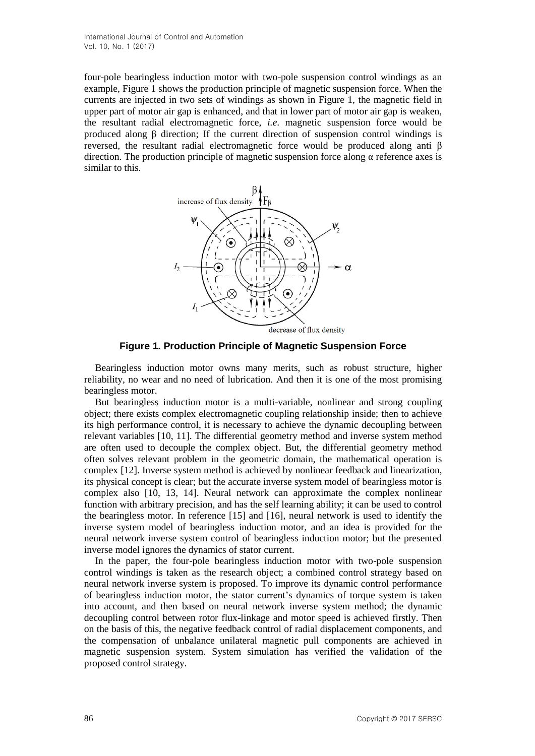four-pole bearingless induction motor with two-pole suspension control windings as an example, Figure 1 shows the production principle of magnetic suspension force. When the currents are injected in two sets of windings as shown in Figure 1, the magnetic field in upper part of motor air gap is enhanced, and that in lower part of motor air gap is weaken, the resultant radial electromagnetic force, *i.e.* magnetic suspension force would be produced along β direction; If the current direction of suspension control windings is reversed, the resultant radial electromagnetic force would be produced along anti β direction. The production principle of magnetic suspension force along α reference axes is similar to this.

**Figure 1. Production Principle of Magnetic Suspension Force**

Bearingless induction motor owns many merits, such as robust structure, higher reliability, no wear and no need of lubrication. And then it is one of the most promising bearingless motor.

But bearingless induction motor is a multi-variable, nonlinear and strong coupling object; there exists complex electromagnetic coupling relationship inside; then to achieve its high performance control, it is necessary to achieve the dynamic decoupling between relevant variables [10, 11]. The differential geometry method and inverse system method are often used to decouple the complex object. But, the differential geometry method often solves relevant problem in the geometric domain, the mathematical operation is complex [12]. Inverse system method is achieved by nonlinear feedback and linearization, its physical concept is clear; but the accurate inverse system model of bearingless motor is complex also [10, 13, 14]. Neural network can approximate the complex nonlinear function with arbitrary precision, and has the self learning ability; it can be used to control the bearingless motor. In reference [15] and [16], neural network is used to identify the inverse system model of bearingless induction motor, and an idea is provided for the neural network inverse system control of bearingless induction motor; but the presented inverse model ignores the dynamics of stator current.

In the paper, the four-pole bearingless induction motor with two-pole suspension control windings is taken as the research object; a combined control strategy based on neural network inverse system is proposed. To improve its dynamic control performance of bearingless induction motor, the stator current's dynamics of torque system is taken into account, and then based on neural network inverse system method; the dynamic decoupling control between rotor flux-linkage and motor speed is achieved firstly. Then on the basis of this, the negative feedback control of radial displacement components, and the compensation of unbalance unilateral magnetic pull components are achieved in magnetic suspension system. System simulation has verified the validation of the proposed control strategy.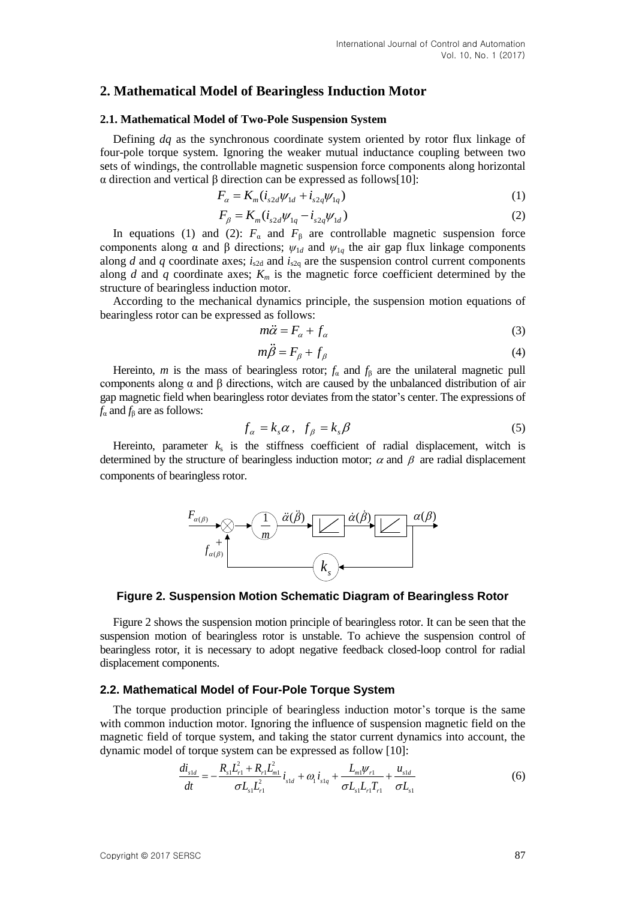## 2. Mathematical Model of Bearingless Induction Motor

### 2.1. Mathematical Model of Two-Pole Suspension System

Defining $dq$ as the synchronous coordinate system oriented by rotor flux linkage of four-pole torque system. Ignoring the weaker mutual inductance coupling between two sets of windings, the controllable magnetic suspension force components along horizontal α direction and vertical β direction can be expressed as follows[10]:

$$F_{\alpha} = K_m(i_{s2d}\psi_{1d} + i_{s2q}\psi_{1q}) \tag{1}$$

$$F_{\beta} = K_m(i_{s2d}\psi_{1q} - i_{s2q}\psi_{1d}) \tag{2}$$

In equations (1) and (2): $F_{\alpha}$ and $F_{\beta}$ are controllable magnetic suspension force components along α and β directions; $\psi_{1d}$ and $\psi_{1q}$ the air gap flux linkage components along $d$ and $q$ coordinate axes; $i_{s2d}$ and $i_{s2q}$ are the suspension control current components along $d$ and $q$ coordinate axes; $K_m$ is the magnetic force coefficient determined by the structure of bearingless induction motor.

According to the mechanical dynamics principle, the suspension motion equations of bearingless rotor can be expressed as follows:

$$m\ddot{\alpha} = F_{\alpha} + f_{\alpha} \tag{3}$$

$$m\ddot{\beta} = F_{\beta} + f_{\beta} \tag{4}$$

Hereinto, $m$ is the mass of bearingless rotor; $f_{\alpha}$ and $f_{\beta}$ are the unilateral magnetic pull components along α and β directions, witch are caused by the unbalanced distribution of air gap magnetic field when bearingless rotor deviates from the stator's center. The expressions of $f_{\alpha}$ and $f_{\beta}$ are as follows:

$$f_{\alpha} = k_s\alpha\,, \quad f_{\beta} = k_s\beta \tag{5}$$

Hereinto, parameter $k_s$ is the stiffness coefficient of radial displacement, witch is determined by the structure of bearingless induction motor; $\alpha$ and $\beta$ are radial displacement components of bearingless rotor.

**Figure 2. Suspension Motion Schematic Diagram of Bearingless Rotor**

Figure 2 shows the suspension motion principle of bearingless rotor. It can be seen that the suspension motion of bearingless rotor is unstable. To achieve the suspension control of bearingless rotor, it is necessary to adopt negative feedback closed-loop control for radial displacement components.

### 2.2. Mathematical Model of Four-Pole Torque System

The torque production principle of bearingless induction motor's torque is the same with common induction motor. Ignoring the influence of suspension magnetic field on the magnetic field of torque system, and taking the stator current dynamics into account, the dynamic model of torque system can be expressed as follow [10]:

$$\frac{di_{s1d}}{dt} = -\frac{R_{s1}L_{r1}^2 + R_{r1}L_{m1}^2}{\sigma L_{s1}L_{r1}^2}i_{s1d} + \omega_1 i_{s1q} + \frac{L_{m1}\psi_{r1}}{\sigma L_{s1}L_{r1}T_{r1}} + \frac{u_{s1d}}{\sigma L_{s1}} \tag{6}$$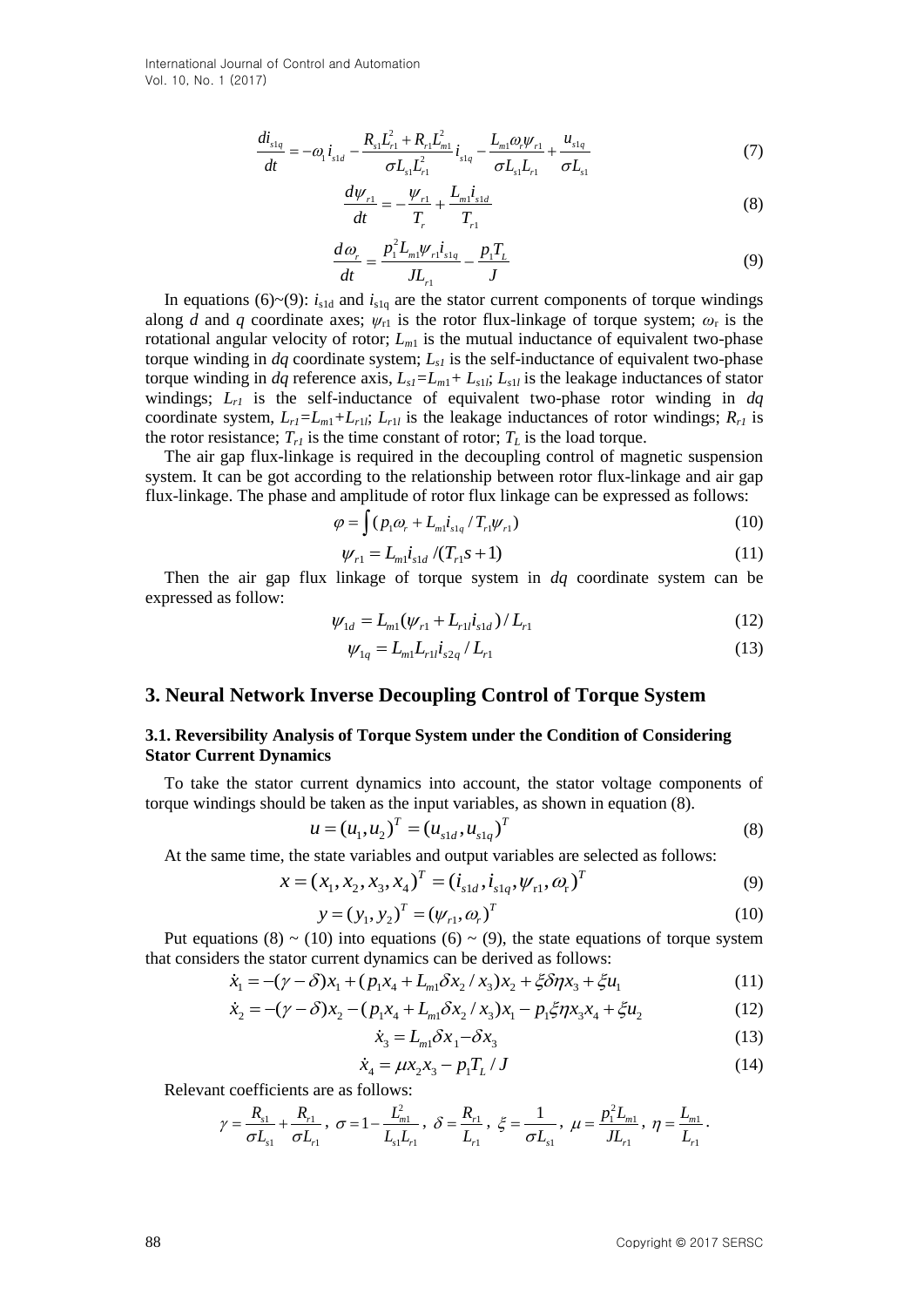$$\frac{di_{s1q}}{dt} = -\omega_1 i_{s1d} - \frac{R_{s1}L_{r1}^2 + R_{r1}L_{m1}^2}{\sigma L_{s1}L_{r1}^2} i_{s1q} - \frac{L_{m1}\omega_r \psi_{r1}}{\sigma L_{s1}L_{r1}} + \frac{u_{s1q}}{\sigma L_{s1}} \tag{7}$$

$$\frac{d\psi_{r1}}{dt} = -\frac{\psi_{r1}}{T_r} + \frac{L_{m1}i_{s1d}}{T_{r1}} \tag{8}$$

$$\frac{d\omega_r}{dt} = \frac{p_1^2 L_{m1}\psi_{r1} i_{s1q}}{JL_{r1}} - \frac{p_1 T_L}{J} \tag{9}$$

In equations (6)~(9): $i_{s1d}$ and $i_{s1q}$ are the stator current components of torque windings along *d* and *q* coordinate axes; $\psi_{r1}$ is the rotor flux-linkage of torque system; $\omega_r$ is the rotational angular velocity of rotor; $L_{m1}$ is the mutual inductance of equivalent two-phase torque winding in *dq* coordinate system; $L_{s1}$ is the self-inductance of equivalent two-phase torque winding in *dq* reference axis, $L_{s1}=L_{m1}+L_{s1l}$; $L_{s1l}$ is the leakage inductances of stator windings; $L_{r1}$ is the self-inductance of equivalent two-phase rotor winding in *dq* coordinate system, $L_{r1}=L_{m1}+L_{r1l}$; $L_{r1l}$ is the leakage inductances of rotor windings; $R_{r1}$ is the rotor resistance; $T_{r1}$ is the time constant of rotor; $T_L$ is the load torque.

The air gap flux-linkage is required in the decoupling control of magnetic suspension system. It can be got according to the relationship between rotor flux-linkage and air gap flux-linkage. The phase and amplitude of rotor flux linkage can be expressed as follows:

$$\varphi = \int (p_1\omega_r + L_{m1}i_{s1q} / T_{r1}\psi_{r1}) \tag{10}$$

$$\psi_{r1} = L_{m1}i_{s1d} / (T_{r1}s + 1) \tag{11}$$

Then the air gap flux linkage of torque system in *dq* coordinate system can be expressed as follow:

$$\psi_{1d} = L_{m1}(\psi_{r1} + L_{r1l}i_{s1d}) / L_{r1} \tag{12}$$

$$\psi_{1q} = L_{m1}L_{r1l}i_{s2q} / L_{r1} \tag{13}$$

## 3. Neural Network Inverse Decoupling Control of Torque System

### 3.1. Reversibility Analysis of Torque System under the Condition of Considering Stator Current Dynamics

To take the stator current dynamics into account, the stator voltage components of torque windings should be taken as the input variables, as shown in equation (8).

$$u = (u_1, u_2)^T = (u_{s1d}, u_{s1q})^T \tag{8}$$

At the same time, the state variables and output variables are selected as follows:

$$x = (x_1, x_2, x_3, x_4)^T = (i_{s1d}, i_{s1q}, \psi_{r1}, \omega_r)^T \tag{9}$$

$$y = (y_1, y_2)^T = (\psi_{r1}, \omega_r)^T \tag{10}$$

Put equations (8) ~ (10) into equations (6) ~ (9), the state equations of torque system that considers the stator current dynamics can be derived as follows:

$$\dot{x}_1 = -(\gamma - \delta)x_1 + (p_1x_4 + L_{m1}\delta x_2 / x_3)x_2 + \xi\delta\eta x_3 + \xi u_1 \tag{11}$$

$$\dot{x}_2 = -(\gamma - \delta)x_2 - (p_1x_4 + L_{m1}\delta x_2 / x_3)x_1 - p_1\xi\eta x_3 x_4 + \xi u_2 \tag{12}$$

$$\dot{x}_3 = L_{m1}\delta x_1 - \delta x_3 \tag{13}$$

$$\dot{x}_4 = \mu x_2 x_3 - p_1 T_L / J \tag{14}$$

Relevant coefficients are as follows:

$$\gamma = \frac{R_{s1}}{\sigma L_{s1}} + \frac{R_{r1}}{\sigma L_{r1}},\ \sigma = 1 - \frac{L_{m1}^2}{L_{s1}L_{r1}},\ \delta = \frac{R_{r1}}{L_{r1}},\ \xi = \frac{1}{\sigma L_{s1}},\ \mu = \frac{p_1^2 L_{m1}}{JL_{r1}},\ \eta = \frac{L_{m1}}{L_{r1}}.$$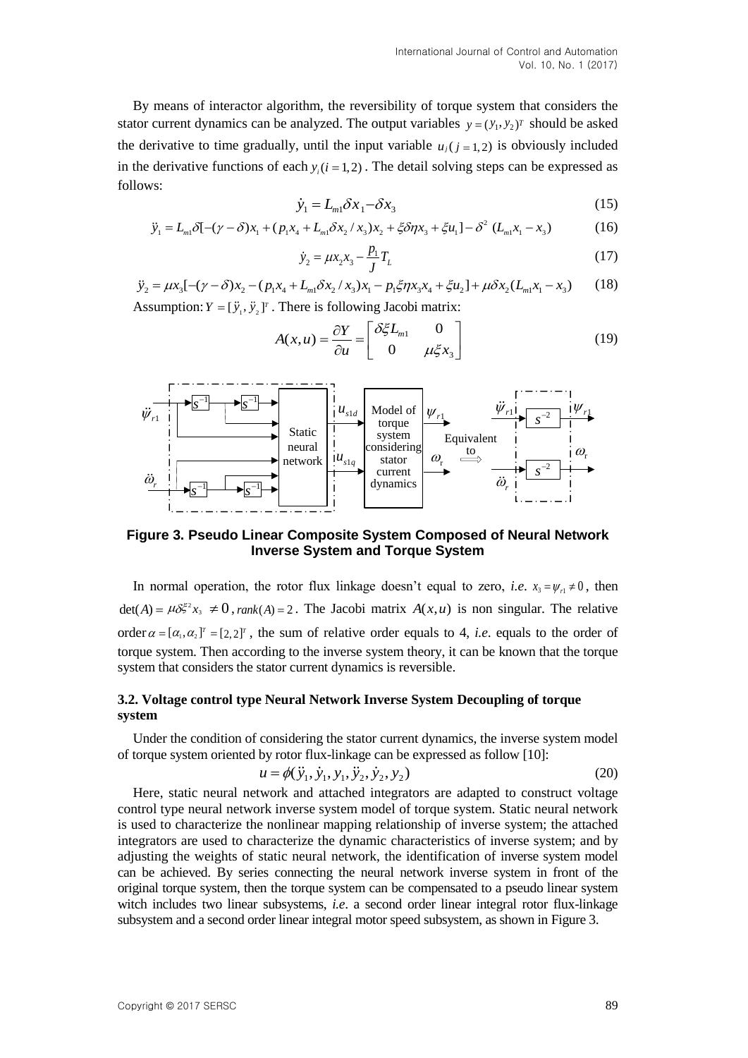By means of interactor algorithm, the reversibility of torque system that considers the stator current dynamics can be analyzed. The output variables $y = (y_1, y_2)^T$ should be asked the derivative to time gradually, until the input variable $u_j (j = 1, 2)$ is obviously included in the derivative functions of each $y_i (i = 1, 2)$. The detail solving steps can be expressed as follows:

$$\dot{y}_1 = L_{m1}\delta x_1 - \delta x_3 \tag{15}$$

$$\ddot{y}_1 = L_{m1}\delta[-(\gamma - \delta)x_1 + (p_1 x_4 + L_{m1}\delta x_2 / x_3)x_2 + \xi\delta\eta x_3 + \xi u_1] - \delta^2 \ (L_{m1}x_1 - x_3) \tag{16}$$

$$\dot{y}_2 = \mu x_2 x_3 - \frac{p_1}{J} T_L \tag{17}$$

$$\ddot{y}_2 = \mu x_3[-(\gamma - \delta)x_2 - (p_1 x_4 + L_{m1}\delta x_2 / x_3)x_1 - p_1\xi\eta x_3 x_4 + \xi u_2] + \mu\delta x_2 (L_{m1}x_1 - x_3) \tag{18}$$

Assumption: $Y = [\ddot{y}_1, \ddot{y}_2]^T$. There is following Jacobi matrix:

$$A(x,u) = \frac{\partial Y}{\partial u} = \begin{bmatrix} \delta\xi L_{m1} & 0 \\ 0 & \mu\xi x_3 \end{bmatrix} \tag{19}$$

**Figure 3. Pseudo Linear Composite System Composed of Neural Network Inverse System and Torque System**

In normal operation, the rotor flux linkage doesn't equal to zero, *i.e.* $x_3 = \psi_{r1} \neq 0$, then $\det(A) = \mu\delta\xi^2 x_3 \neq 0$, $rank(A) = 2$. The Jacobi matrix $A(x,u)$ is non singular. The relative order $\alpha = [\alpha_1, \alpha_2]^T = [2, 2]^T$, the sum of relative order equals to 4, *i.e.* equals to the order of torque system. Then according to the inverse system theory, it can be known that the torque system that considers the stator current dynamics is reversible.

### 3.2. Voltage control type Neural Network Inverse System Decoupling of torque system

Under the condition of considering the stator current dynamics, the inverse system model of torque system oriented by rotor flux-linkage can be expressed as follow [10]:

$$u = \phi(\ddot{y}_1, \dot{y}_1, y_1, \ddot{y}_2, \dot{y}_2, y_2) \tag{20}$$

Here, static neural network and attached integrators are adapted to construct voltage control type neural network inverse system model of torque system. Static neural network is used to characterize the nonlinear mapping relationship of inverse system; the attached integrators are used to characterize the dynamic characteristics of inverse system; and by adjusting the weights of static neural network, the identification of inverse system model can be achieved. By series connecting the neural network inverse system in front of the original torque system, then the torque system can be compensated to a pseudo linear system witch includes two linear subsystems, *i.e.* a second order linear integral rotor flux-linkage subsystem and a second order linear integral motor speed subsystem, as shown in Figure 3.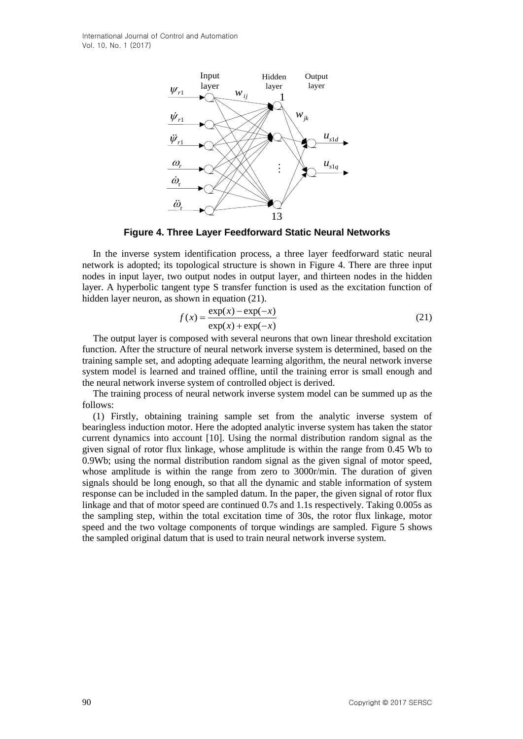**Figure 4. Three Layer Feedforward Static Neural Networks**

In the inverse system identification process, a three layer feedforward static neural network is adopted; its topological structure is shown in Figure 4. There are three input nodes in input layer, two output nodes in output layer, and thirteen nodes in the hidden layer. A hyperbolic tangent type S transfer function is used as the excitation function of hidden layer neuron, as shown in equation (21).

$$f(x) = \frac{\exp(x) - \exp(-x)}{\exp(x) + \exp(-x)} \tag{21}$$

The output layer is composed with several neurons that own linear threshold excitation function. After the structure of neural network inverse system is determined, based on the training sample set, and adopting adequate learning algorithm, the neural network inverse system model is learned and trained offline, until the training error is small enough and the neural network inverse system of controlled object is derived.

The training process of neural network inverse system model can be summed up as the follows:

(1) Firstly, obtaining training sample set from the analytic inverse system of bearingless induction motor. Here the adopted analytic inverse system has taken the stator current dynamics into account [10]. Using the normal distribution random signal as the given signal of rotor flux linkage, whose amplitude is within the range from 0.45 Wb to 0.9Wb; using the normal distribution random signal as the given signal of motor speed, whose amplitude is within the range from zero to 3000r/min. The duration of given signals should be long enough, so that all the dynamic and stable information of system response can be included in the sampled datum. In the paper, the given signal of rotor flux linkage and that of motor speed are continued 0.7s and 1.1s respectively. Taking 0.005s as the sampling step, within the total excitation time of 30s, the rotor flux linkage, motor speed and the two voltage components of torque windings are sampled. Figure 5 shows the sampled original datum that is used to train neural network inverse system.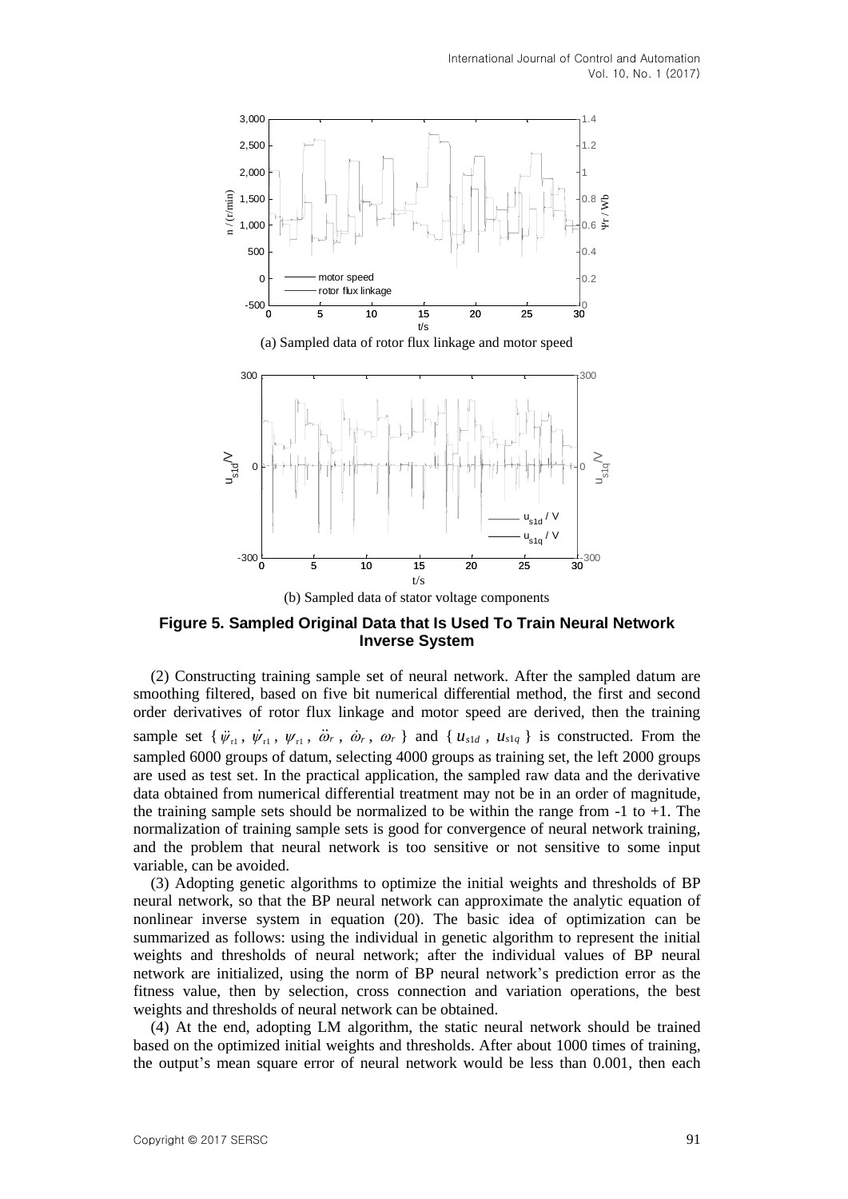(a) Sampled data of rotor flux linkage and motor speed

(b) Sampled data of stator voltage components

**Figure 5. Sampled Original Data that Is Used To Train Neural Network Inverse System**

(2) Constructing training sample set of neural network. After the sampled datum are smoothing filtered, based on five bit numerical differential method, the first and second order derivatives of rotor flux linkage and motor speed are derived, then the training sample set { $\ddot{\psi}_{r1}$ , $\dot{\psi}_{r1}$ , $\psi_{r1}$ , $\ddot{\omega}_r$ , $\dot{\omega}_r$ , $\omega_r$ } and { $u_{s1d}$ , $u_{s1q}$ } is constructed. From the sampled 6000 groups of datum, selecting 4000 groups as training set, the left 2000 groups are used as test set. In the practical application, the sampled raw data and the derivative data obtained from numerical differential treatment may not be in an order of magnitude, the training sample sets should be normalized to be within the range from -1 to +1. The normalization of training sample sets is good for convergence of neural network training, and the problem that neural network is too sensitive or not sensitive to some input variable, can be avoided.

(3) Adopting genetic algorithms to optimize the initial weights and thresholds of BP neural network, so that the BP neural network can approximate the analytic equation of nonlinear inverse system in equation (20). The basic idea of optimization can be summarized as follows: using the individual in genetic algorithm to represent the initial weights and thresholds of neural network; after the individual values of BP neural network are initialized, using the norm of BP neural network's prediction error as the fitness value, then by selection, cross connection and variation operations, the best weights and thresholds of neural network can be obtained.

(4) At the end, adopting LM algorithm, the static neural network should be trained based on the optimized initial weights and thresholds. After about 1000 times of training, the output's mean square error of neural network would be less than 0.001, then each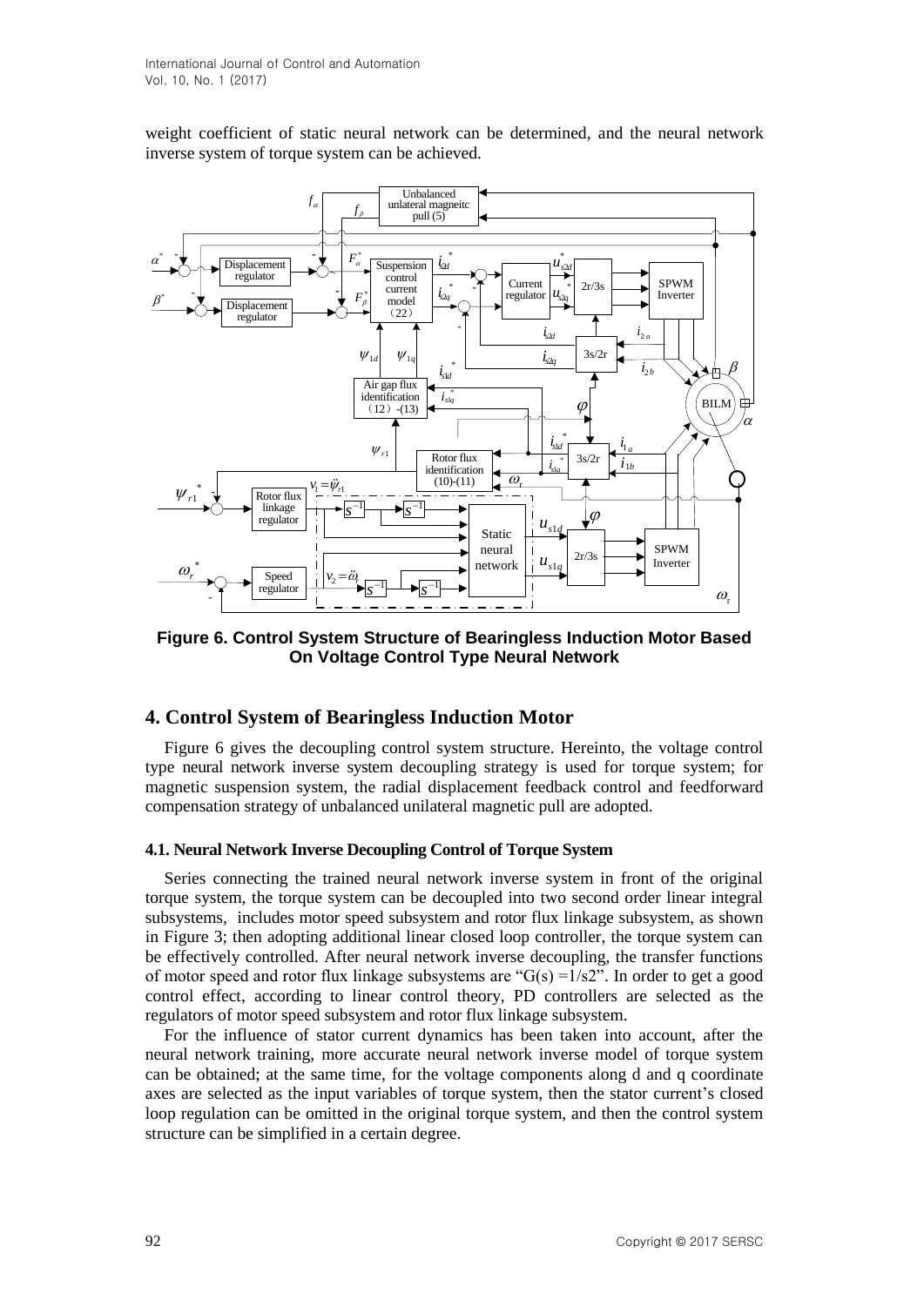weight coefficient of static neural network can be determined, and the neural network inverse system of torque system can be achieved.

**Figure 6. Control System Structure of Bearingless Induction Motor Based On Voltage Control Type Neural Network**

## 4. Control System of Bearingless Induction Motor

Figure 6 gives the decoupling control system structure. Hereinto, the voltage control type neural network inverse system decoupling strategy is used for torque system; for magnetic suspension system, the radial displacement feedback control and feedforward compensation strategy of unbalanced unilateral magnetic pull are adopted.

### 4.1. Neural Network Inverse Decoupling Control of Torque System

Series connecting the trained neural network inverse system in front of the original torque system, the torque system can be decoupled into two second order linear integral subsystems, includes motor speed subsystem and rotor flux linkage subsystem, as shown in Figure 3; then adopting additional linear closed loop controller, the torque system can be effectively controlled. After neural network inverse decoupling, the transfer functions of motor speed and rotor flux linkage subsystems are "G(s) =1/s2". In order to get a good control effect, according to linear control theory, PD controllers are selected as the regulators of motor speed subsystem and rotor flux linkage subsystem.

For the influence of stator current dynamics has been taken into account, after the neural network training, more accurate neural network inverse model of torque system can be obtained; at the same time, for the voltage components along d and q coordinate axes are selected as the input variables of torque system, then the stator current's closed loop regulation can be omitted in the original torque system, and then the control system structure can be simplified in a certain degree.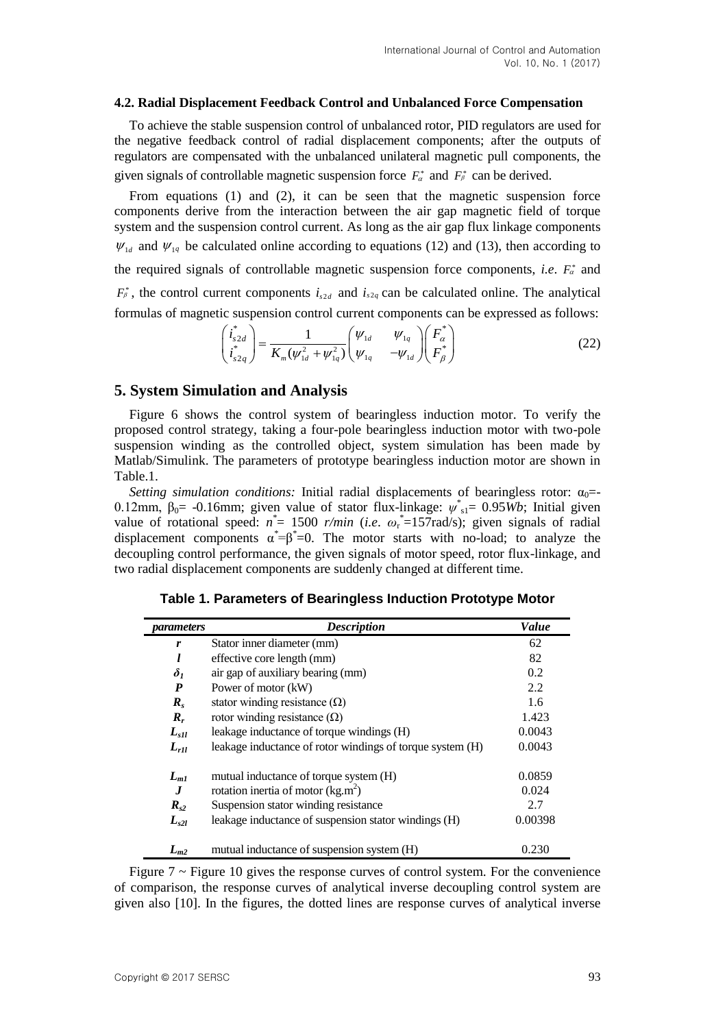### 4.2. Radial Displacement Feedback Control and Unbalanced Force Compensation

To achieve the stable suspension control of unbalanced rotor, PID regulators are used for the negative feedback control of radial displacement components; after the outputs of regulators are compensated with the unbalanced unilateral magnetic pull components, the given signals of controllable magnetic suspension force $F_\alpha^*$ and $F_\beta^*$ can be derived.

From equations (1) and (2), it can be seen that the magnetic suspension force components derive from the interaction between the air gap magnetic field of torque system and the suspension control current. As long as the air gap flux linkage components $\psi_{1d}$ and $\psi_{1q}$ be calculated online according to equations (12) and (13), then according to the required signals of controllable magnetic suspension force components, *i.e*. $F_\alpha^*$ and $F_\beta^*$, the control current components $i_{s2d}$ and $i_{s2q}$ can be calculated online. The analytical formulas of magnetic suspension control current components can be expressed as follows:

$$\begin{pmatrix} i_{s2d}^* \\ i_{s2q}^* \end{pmatrix} = \frac{1}{K_m(\psi_{1d}^2 + \psi_{1q}^2)} \begin{pmatrix} \psi_{1d} & \psi_{1q} \\ \psi_{1q} & -\psi_{1d} \end{pmatrix} \begin{pmatrix} F_\alpha^* \\ F_\beta^* \end{pmatrix} \tag{22}$$

## 5. System Simulation and Analysis

Figure 6 shows the control system of bearingless induction motor. To verify the proposed control strategy, taking a four-pole bearingless induction motor with two-pole suspension winding as the controlled object, system simulation has been made by Matlab/Simulink. The parameters of prototype bearingless induction motor are shown in Table.1.

*Setting simulation conditions:* Initial radial displacements of bearingless rotor: $\alpha_0$=-0.12mm, $\beta_0$= -0.16mm; given value of stator flux-linkage: $\psi^*_{s1}$= 0.95*Wb*; Initial given value of rotational speed: $n^*$= 1500 *r/min* (*i.e*. $\omega_r^*$=157rad/s); given signals of radial displacement components $\alpha^*=\beta^*=0$. The motor starts with no-load; to analyze the decoupling control performance, the given signals of motor speed, rotor flux-linkage, and two radial displacement components are suddenly changed at different time.

**Table 1. Parameters of Bearingless Induction Prototype Motor**

| *parameters* | *Description* | *Value* |
|---|---|---|
| $r$ | Stator inner diameter (mm) | 62 |
| $l$ | effective core length (mm) | 82 |
| $\delta_1$ | air gap of auxiliary bearing (mm) | 0.2 |
| $P$ | Power of motor (kW) | 2.2 |
| $R_s$ | stator winding resistance (Ω) | 1.6 |
| $R_r$ | rotor winding resistance (Ω) | 1.423 |
| $L_{s1l}$ | leakage inductance of torque windings (H) | 0.0043 |
| $L_{r1l}$ | leakage inductance of rotor windings of torque system (H) | 0.0043 |
| $L_{m1}$ | mutual inductance of torque system (H) | 0.0859 |
| $J$ | rotation inertia of motor (kg.m$^2$) | 0.024 |
| $R_{s2}$ | Suspension stator winding resistance | 2.7 |
| $L_{s2l}$ | leakage inductance of suspension stator windings (H) | 0.00398 |
| $L_{m2}$ | mutual inductance of suspension system (H) | 0.230 |

Figure 7 ~ Figure 10 gives the response curves of control system. For the convenience of comparison, the response curves of analytical inverse decoupling control system are given also [10]. In the figures, the dotted lines are response curves of analytical inverse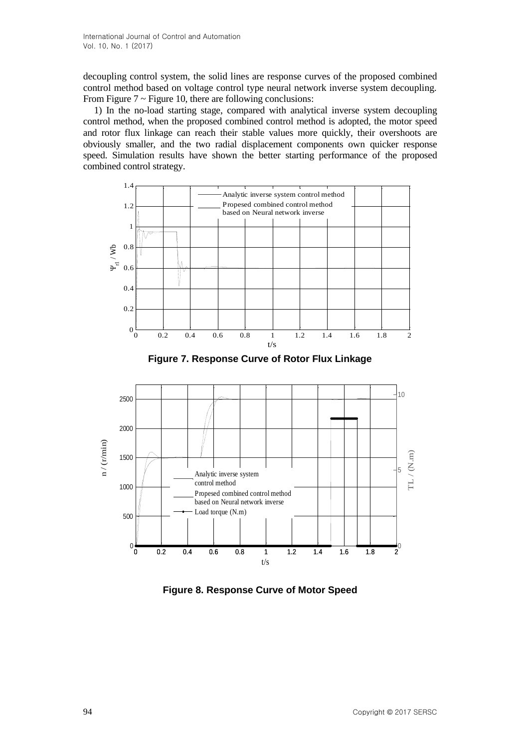decoupling control system, the solid lines are response curves of the proposed combined control method based on voltage control type neural network inverse system decoupling. From Figure 7 ~ Figure 10, there are following conclusions:

1) In the no-load starting stage, compared with analytical inverse system decoupling control method, when the proposed combined control method is adopted, the motor speed and rotor flux linkage can reach their stable values more quickly, their overshoots are obviously smaller, and the two radial displacement components own quicker response speed. Simulation results have shown the better starting performance of the proposed combined control strategy.

**Figure 7. Response Curve of Rotor Flux Linkage**

**Figure 8. Response Curve of Motor Speed**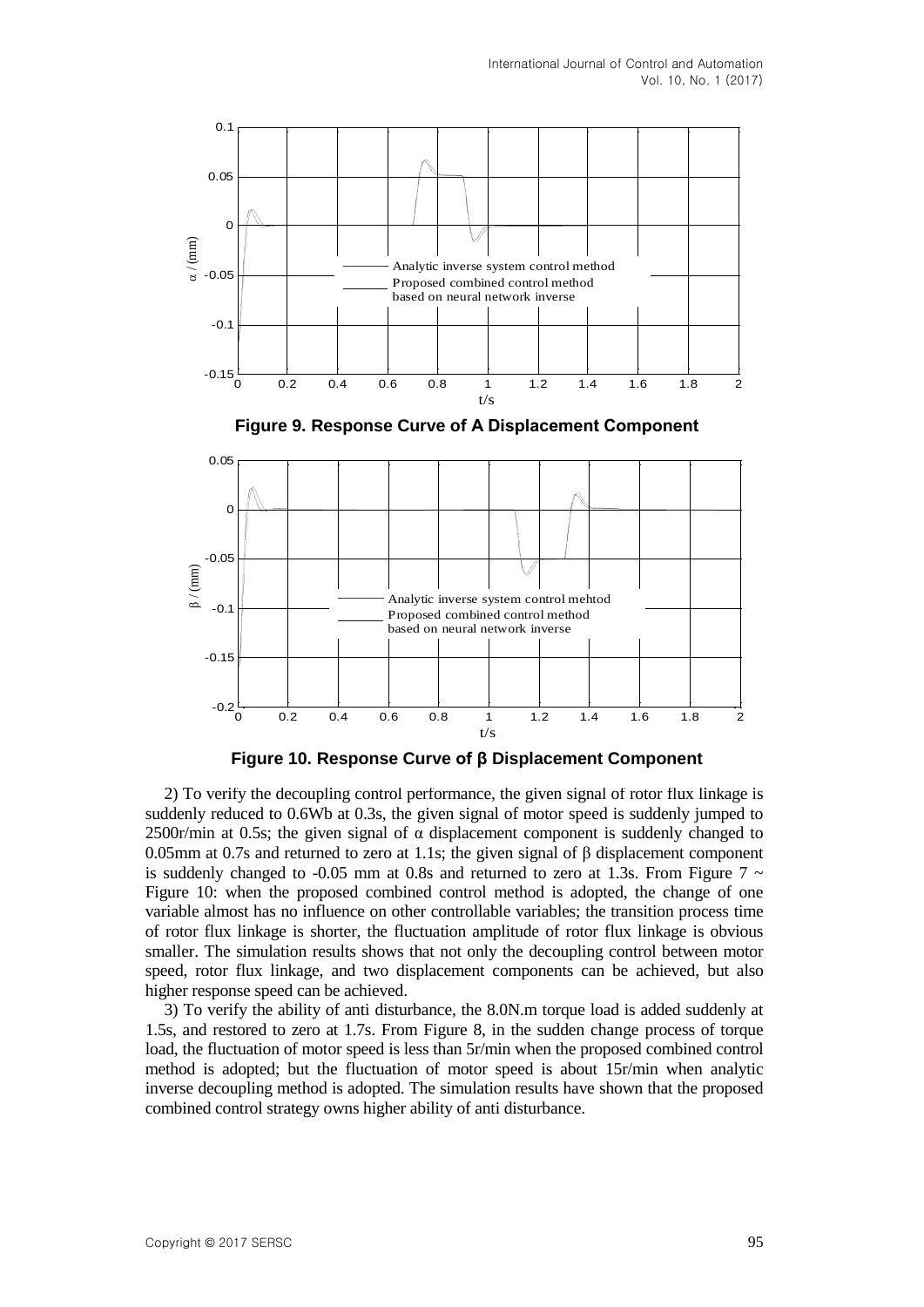Figure 9. Response Curve of A Displacement Component

Figure 10. Response Curve of β Displacement Component

2) To verify the decoupling control performance, the given signal of rotor flux linkage is suddenly reduced to 0.6Wb at 0.3s, the given signal of motor speed is suddenly jumped to 2500r/min at 0.5s; the given signal of $\alpha$ displacement component is suddenly changed to 0.05mm at 0.7s and returned to zero at 1.1s; the given signal of $\beta$ displacement component is suddenly changed to -0.05 mm at 0.8s and returned to zero at 1.3s. From Figure 7 ~ Figure 10: when the proposed combined control method is adopted, the change of one variable almost has no influence on other controllable variables; the transition process time of rotor flux linkage is shorter, the fluctuation amplitude of rotor flux linkage is obvious smaller. The simulation results shows that not only the decoupling control between motor speed, rotor flux linkage, and two displacement components can be achieved, but also higher response speed can be achieved.

3) To verify the ability of anti disturbance, the 8.0N.m torque load is added suddenly at 1.5s, and restored to zero at 1.7s. From Figure 8, in the sudden change process of torque load, the fluctuation of motor speed is less than 5r/min when the proposed combined control method is adopted; but the fluctuation of motor speed is about 15r/min when analytic inverse decoupling method is adopted. The simulation results have shown that the proposed combined control strategy owns higher ability of anti disturbance.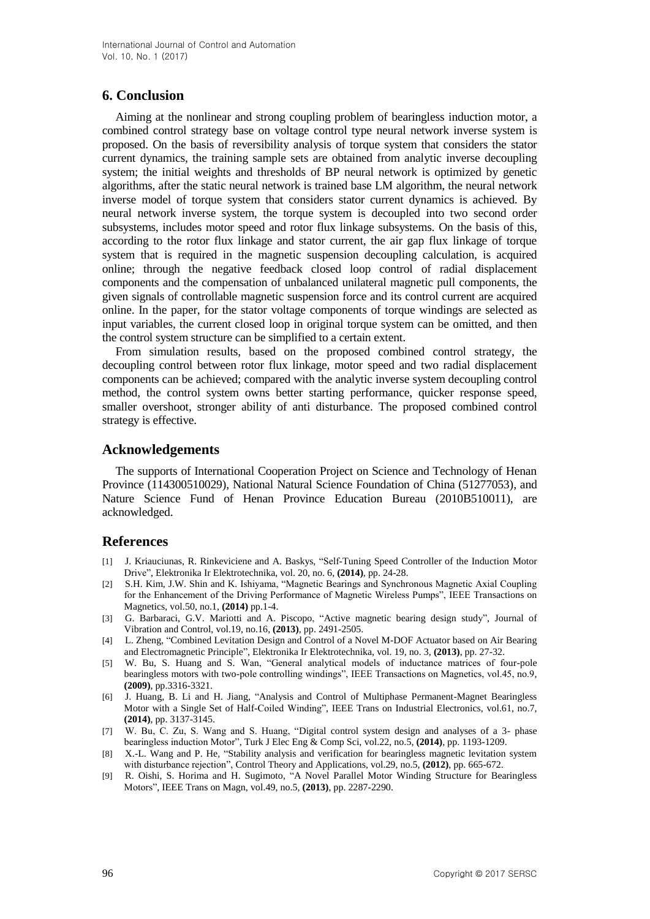## 6. Conclusion

Aiming at the nonlinear and strong coupling problem of bearingless induction motor, a combined control strategy base on voltage control type neural network inverse system is proposed. On the basis of reversibility analysis of torque system that considers the stator current dynamics, the training sample sets are obtained from analytic inverse decoupling system; the initial weights and thresholds of BP neural network is optimized by genetic algorithms, after the static neural network is trained base LM algorithm, the neural network inverse model of torque system that considers stator current dynamics is achieved. By neural network inverse system, the torque system is decoupled into two second order subsystems, includes motor speed and rotor flux linkage subsystems. On the basis of this, according to the rotor flux linkage and stator current, the air gap flux linkage of torque system that is required in the magnetic suspension decoupling calculation, is acquired online; through the negative feedback closed loop control of radial displacement components and the compensation of unbalanced unilateral magnetic pull components, the given signals of controllable magnetic suspension force and its control current are acquired online. In the paper, for the stator voltage components of torque windings are selected as input variables, the current closed loop in original torque system can be omitted, and then the control system structure can be simplified to a certain extent.

From simulation results, based on the proposed combined control strategy, the decoupling control between rotor flux linkage, motor speed and two radial displacement components can be achieved; compared with the analytic inverse system decoupling control method, the control system owns better starting performance, quicker response speed, smaller overshoot, stronger ability of anti disturbance. The proposed combined control strategy is effective.

## Acknowledgements

The supports of International Cooperation Project on Science and Technology of Henan Province (114300510029), National Natural Science Foundation of China (51277053), and Nature Science Fund of Henan Province Education Bureau (2010B510011), are acknowledged.

## References

[1] J. Kriauciunas, R. Rinkeviciene and A. Baskys, "Self-Tuning Speed Controller of the Induction Motor Drive", Elektronika Ir Elektrotechnika, vol. 20, no. 6, **(2014)**, pp. 24-28.

[2] S.H. Kim, J.W. Shin and K. Ishiyama, "Magnetic Bearings and Synchronous Magnetic Axial Coupling for the Enhancement of the Driving Performance of Magnetic Wireless Pumps", IEEE Transactions on Magnetics, vol.50, no.1, **(2014)** pp.1-4.

[3] G. Barbaraci, G.V. Mariotti and A. Piscopo, "Active magnetic bearing design study", Journal of Vibration and Control, vol.19, no.16, **(2013)**, pp. 2491-2505.

[4] L. Zheng, "Combined Levitation Design and Control of a Novel M-DOF Actuator based on Air Bearing and Electromagnetic Principle", Elektronika Ir Elektrotechnika, vol. 19, no. 3, **(2013)**, pp. 27-32.

[5] W. Bu, S. Huang and S. Wan, "General analytical models of inductance matrices of four-pole bearingless motors with two-pole controlling windings", IEEE Transactions on Magnetics, vol.45, no.9, **(2009)**, pp.3316-3321.

[6] J. Huang, B. Li and H. Jiang, "Analysis and Control of Multiphase Permanent-Magnet Bearingless Motor with a Single Set of Half-Coiled Winding", IEEE Trans on Industrial Electronics, vol.61, no.7, **(2014)**, pp. 3137-3145.

[7] W. Bu, C. Zu, S. Wang and S. Huang, "Digital control system design and analyses of a 3- phase bearingless induction Motor", Turk J Elec Eng & Comp Sci, vol.22, no.5, **(2014)**, pp. 1193-1209.

[8] X.-L. Wang and P. He, "Stability analysis and verification for bearingless magnetic levitation system with disturbance rejection", Control Theory and Applications, vol.29, no.5, **(2012)**, pp. 665-672.

[9] R. Oishi, S. Horima and H. Sugimoto, "A Novel Parallel Motor Winding Structure for Bearingless Motors", IEEE Trans on Magn, vol.49, no.5, **(2013)**, pp. 2287-2290.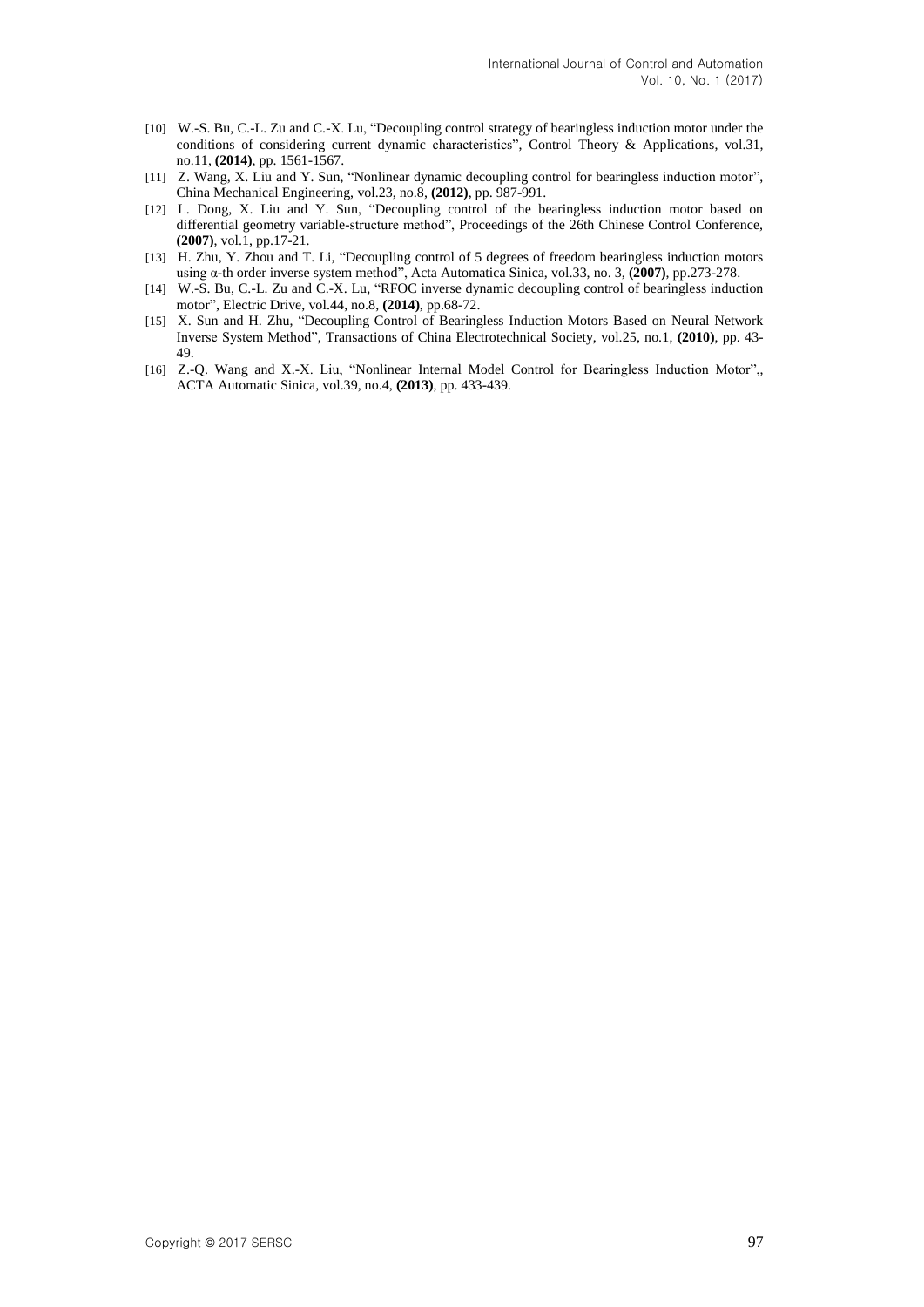[10] W.-S. Bu, C.-L. Zu and C.-X. Lu, "Decoupling control strategy of bearingless induction motor under the conditions of considering current dynamic characteristics", Control Theory & Applications, vol.31, no.11, **(2014)**, pp. 1561-1567.

[11] Z. Wang, X. Liu and Y. Sun, "Nonlinear dynamic decoupling control for bearingless induction motor", China Mechanical Engineering, vol.23, no.8, **(2012)**, pp. 987-991.

[12] L. Dong, X. Liu and Y. Sun, "Decoupling control of the bearingless induction motor based on differential geometry variable-structure method", Proceedings of the 26th Chinese Control Conference, **(2007)**, vol.1, pp.17-21.

[13] H. Zhu, Y. Zhou and T. Li, "Decoupling control of 5 degrees of freedom bearingless induction motors using α-th order inverse system method", Acta Automatica Sinica, vol.33, no. 3, **(2007)**, pp.273-278.

[14] W.-S. Bu, C.-L. Zu and C.-X. Lu, "RFOC inverse dynamic decoupling control of bearingless induction motor", Electric Drive, vol.44, no.8, **(2014)**, pp.68-72.

[15] X. Sun and H. Zhu, "Decoupling Control of Bearingless Induction Motors Based on Neural Network Inverse System Method", Transactions of China Electrotechnical Society, vol.25, no.1, **(2010)**, pp. 43-49.

[16] Z.-Q. Wang and X.-X. Liu, "Nonlinear Internal Model Control for Bearingless Induction Motor",, ACTA Automatic Sinica, vol.39, no.4, **(2013)**, pp. 433-439.